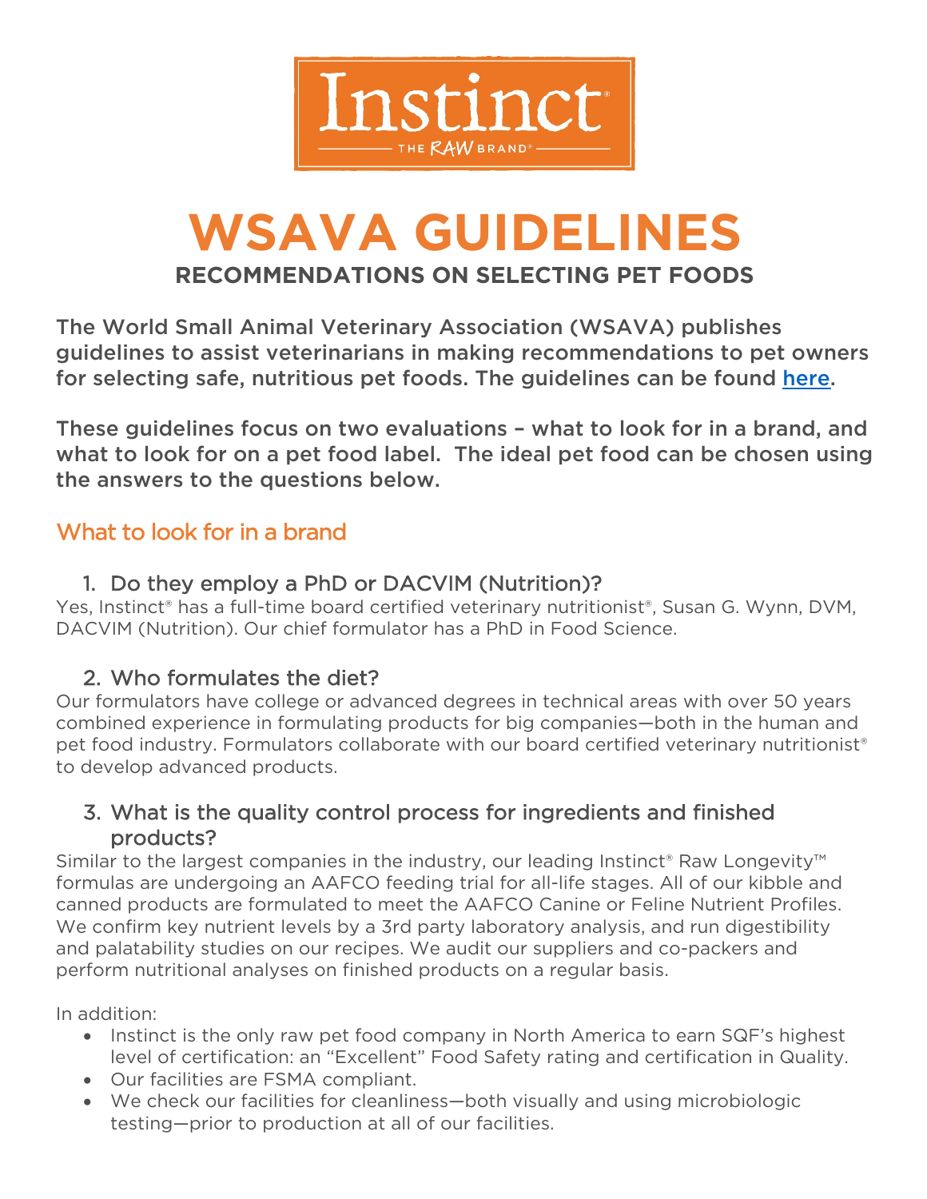Instinct®

THE RAW BRAND®

# WSAVA GUIDELINES

## RECOMMENDATIONS ON SELECTING PET FOODS

**The World Small Animal Veterinary Association (WSAVA) publishes guidelines to assist veterinarians in making recommendations to pet owners for selecting safe, nutritious pet foods. The guidelines can be found [here](#).**

**These guidelines focus on two evaluations – what to look for in a brand, and what to look for on a pet food label. The ideal pet food can be chosen using the answers to the questions below.**

## What to look for in a brand

### 1. Do they employ a PhD or DACVIM (Nutrition)?

Yes, Instinct® has a full-time board certified veterinary nutritionist®, Susan G. Wynn, DVM, DACVIM (Nutrition). Our chief formulator has a PhD in Food Science.

### 2. Who formulates the diet?

Our formulators have college or advanced degrees in technical areas with over 50 years combined experience in formulating products for big companies—both in the human and pet food industry. Formulators collaborate with our board certified veterinary nutritionist® to develop advanced products.

### 3. What is the quality control process for ingredients and finished products?

Similar to the largest companies in the industry, our leading Instinct® Raw Longevity™ formulas are undergoing an AAFCO feeding trial for all-life stages. All of our kibble and canned products are formulated to meet the AAFCO Canine or Feline Nutrient Profiles. We confirm key nutrient levels by a 3rd party laboratory analysis, and run digestibility and palatability studies on our recipes. We audit our suppliers and co-packers and perform nutritional analyses on finished products on a regular basis.

In addition:

- Instinct is the only raw pet food company in North America to earn SQF's highest level of certification: an "Excellent" Food Safety rating and certification in Quality.
- Our facilities are FSMA compliant.
- We check our facilities for cleanliness—both visually and using microbiologic testing—prior to production at all of our facilities.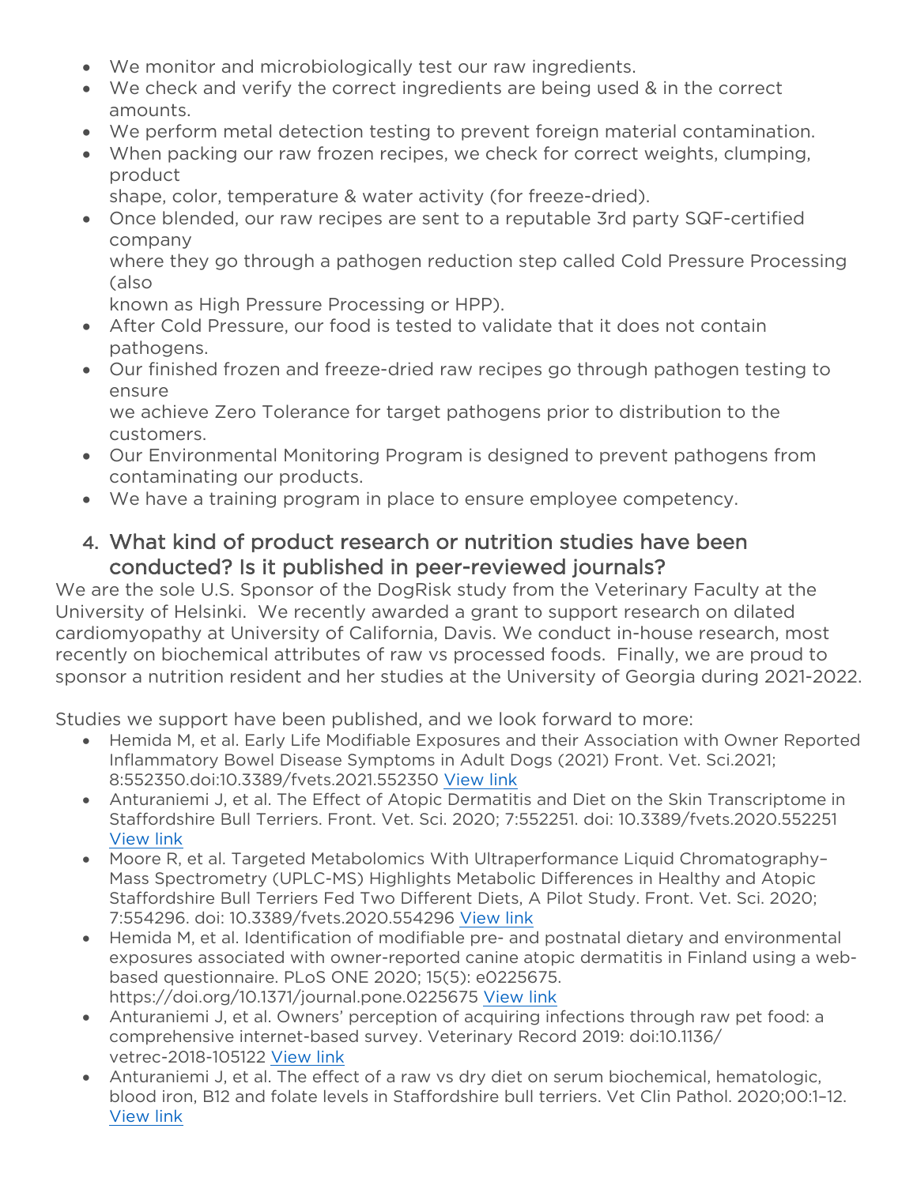- We monitor and microbiologically test our raw ingredients.
- We check and verify the correct ingredients are being used & in the correct amounts.
- We perform metal detection testing to prevent foreign material contamination.
- When packing our raw frozen recipes, we check for correct weights, clumping, product shape, color, temperature & water activity (for freeze-dried).
- Once blended, our raw recipes are sent to a reputable 3rd party SQF-certified company where they go through a pathogen reduction step called Cold Pressure Processing (also known as High Pressure Processing or HPP).
- After Cold Pressure, our food is tested to validate that it does not contain pathogens.
- Our finished frozen and freeze-dried raw recipes go through pathogen testing to ensure we achieve Zero Tolerance for target pathogens prior to distribution to the customers.
- Our Environmental Monitoring Program is designed to prevent pathogens from contaminating our products.
- We have a training program in place to ensure employee competency.

## 4. What kind of product research or nutrition studies have been conducted? Is it published in peer-reviewed journals?

We are the sole U.S. Sponsor of the DogRisk study from the Veterinary Faculty at the University of Helsinki. We recently awarded a grant to support research on dilated cardiomyopathy at University of California, Davis. We conduct in-house research, most recently on biochemical attributes of raw vs processed foods. Finally, we are proud to sponsor a nutrition resident and her studies at the University of Georgia during 2021-2022.

Studies we support have been published, and we look forward to more:

- Hemida M, et al. Early Life Modifiable Exposures and their Association with Owner Reported Inflammatory Bowel Disease Symptoms in Adult Dogs (2021) Front. Vet. Sci.2021; 8:552350.doi:10.3389/fvets.2021.552350 View link
- Anturaniemi J, et al. The Effect of Atopic Dermatitis and Diet on the Skin Transcriptome in Staffordshire Bull Terriers. Front. Vet. Sci. 2020; 7:552251. doi: 10.3389/fvets.2020.552251 View link
- Moore R, et al. Targeted Metabolomics With Ultraperformance Liquid Chromatography–Mass Spectrometry (UPLC-MS) Highlights Metabolic Differences in Healthy and Atopic Staffordshire Bull Terriers Fed Two Different Diets, A Pilot Study. Front. Vet. Sci. 2020; 7:554296. doi: 10.3389/fvets.2020.554296 View link
- Hemida M, et al. Identification of modifiable pre- and postnatal dietary and environmental exposures associated with owner-reported canine atopic dermatitis in Finland using a web-based questionnaire. PLoS ONE 2020; 15(5): e0225675. https://doi.org/10.1371/journal.pone.0225675 View link
- Anturaniemi J, et al. Owners' perception of acquiring infections through raw pet food: a comprehensive internet-based survey. Veterinary Record 2019: doi:10.1136/vetrec-2018-105122 View link
- Anturaniemi J, et al. The effect of a raw vs dry diet on serum biochemical, hematologic, blood iron, B12 and folate levels in Staffordshire bull terriers. Vet Clin Pathol. 2020;00:1–12. View link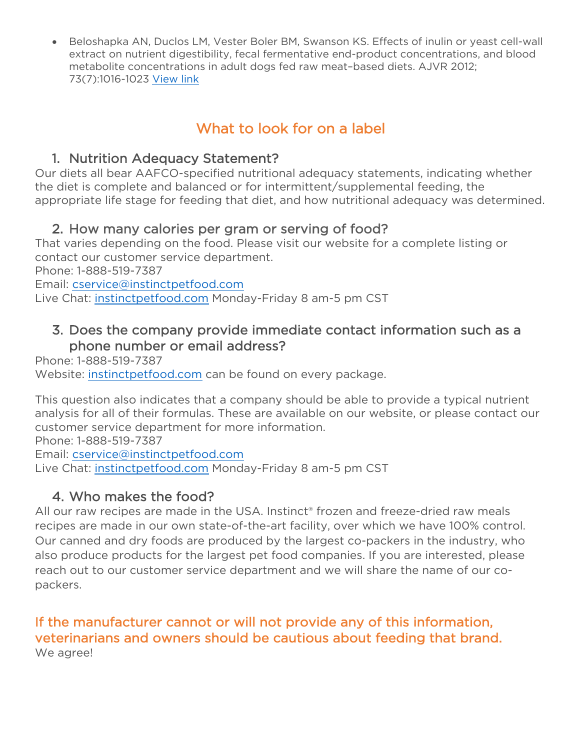- Beloshapka AN, Duclos LM, Vester Boler BM, Swanson KS. Effects of inulin or yeast cell-wall extract on nutrient digestibility, fecal fermentative end-product concentrations, and blood metabolite concentrations in adult dogs fed raw meat–based diets. AJVR 2012; 73(7):1016-1023 View link

## What to look for on a label

### 1. Nutrition Adequacy Statement?

Our diets all bear AAFCO-specified nutritional adequacy statements, indicating whether the diet is complete and balanced or for intermittent/supplemental feeding, the appropriate life stage for feeding that diet, and how nutritional adequacy was determined.

### 2. How many calories per gram or serving of food?

That varies depending on the food. Please visit our website for a complete listing or contact our customer service department.
Phone: 1-888-519-7387
Email: cservice@instinctpetfood.com
Live Chat: instinctpetfood.com Monday-Friday 8 am-5 pm CST

### 3. Does the company provide immediate contact information such as a phone number or email address?

Phone: 1-888-519-7387
Website: instinctpetfood.com can be found on every package.

This question also indicates that a company should be able to provide a typical nutrient analysis for all of their formulas. These are available on our website, or please contact our customer service department for more information.
Phone: 1-888-519-7387
Email: cservice@instinctpetfood.com
Live Chat: instinctpetfood.com Monday-Friday 8 am-5 pm CST

### 4. Who makes the food?

All our raw recipes are made in the USA. Instinct® frozen and freeze-dried raw meals recipes are made in our own state-of-the-art facility, over which we have 100% control. Our canned and dry foods are produced by the largest co-packers in the industry, who also produce products for the largest pet food companies. If you are interested, please reach out to our customer service department and we will share the name of our co-packers.

## If the manufacturer cannot or will not provide any of this information, veterinarians and owners should be cautious about feeding that brand.

We agree!